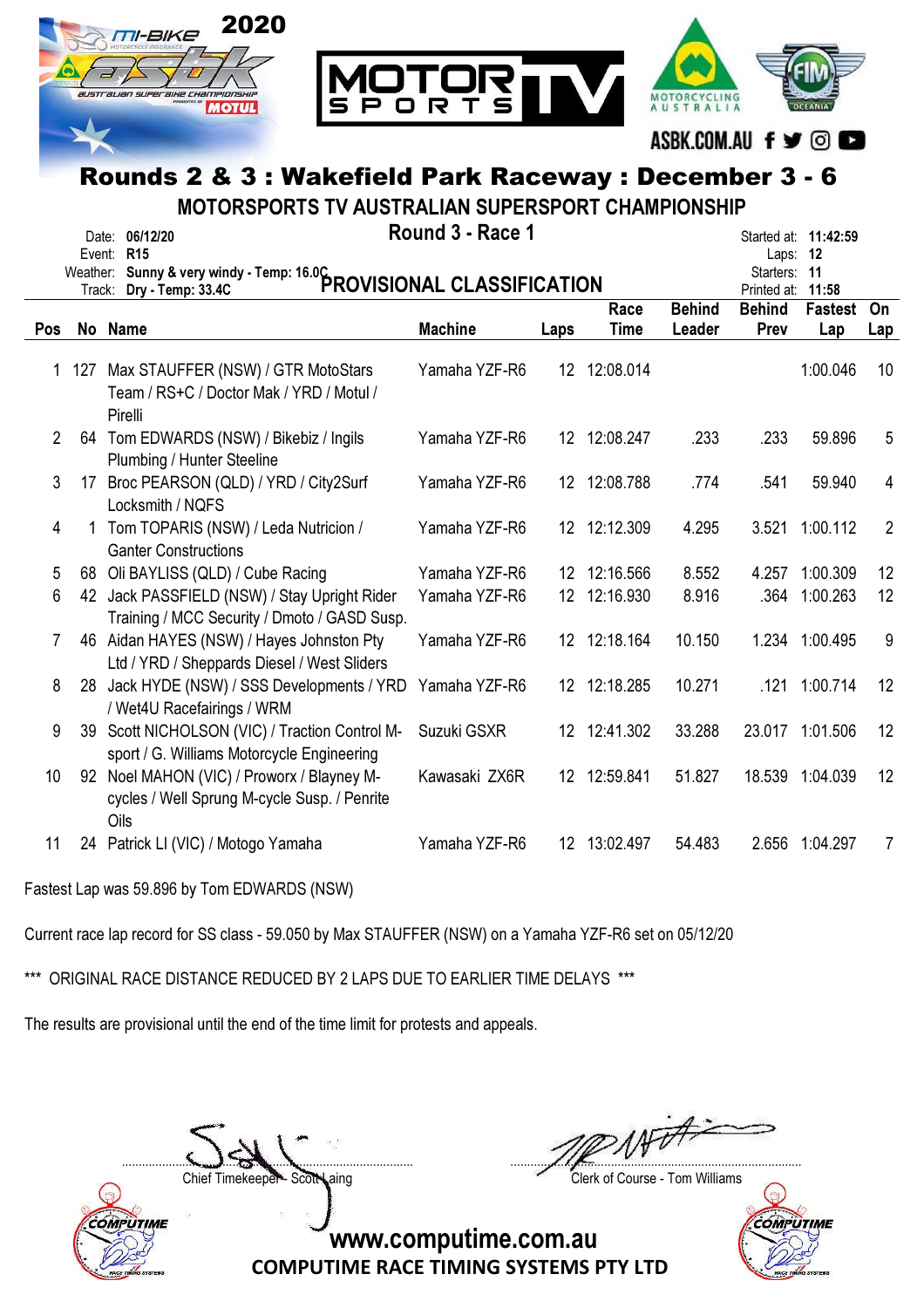# Rounds 2 & 3 : Wakefield Park Raceway : December 3 - 6

## MOTORSPORTS TV AUSTRALIAN SUPERSPORT CHAMPIONSHIP

**Round 3 - Race 1**

**PROVISIONAL CLASSIFICATION**

Date: **06/12/20**
Event: **R15**
Weather: **Sunny & very windy - Temp: 16.0C**
Track: **Dry - Temp: 33.4C**

Started at: **11:42:59**
Laps: **12**
Starters: **11**
Printed at: **11:58**

| Pos | No | Name | Machine | Laps | Race Time | Behind Leader | Behind Prev | Fastest Lap | On Lap |
|---|---|---|---|---|---|---|---|---|---|
| 1 | 127 | Max STAUFFER (NSW) / GTR MotoStars Team / RS+C / Doctor Mak / YRD / Motul / Pirelli | Yamaha YZF-R6 | 12 | 12:08.014 | | | 1:00.046 | 10 |
| 2 | 64 | Tom EDWARDS (NSW) / Bikebiz / Ingils Plumbing / Hunter Steeline | Yamaha YZF-R6 | 12 | 12:08.247 | .233 | .233 | 59.896 | 5 |
| 3 | 17 | Broc PEARSON (QLD) / YRD / City2Surf Locksmith / NQFS | Yamaha YZF-R6 | 12 | 12:08.788 | .774 | .541 | 59.940 | 4 |
| 4 | 1 | Tom TOPARIS (NSW) / Leda Nutricion / Ganter Constructions | Yamaha YZF-R6 | 12 | 12:12.309 | 4.295 | 3.521 | 1:00.112 | 2 |
| 5 | 68 | Oli BAYLISS (QLD) / Cube Racing | Yamaha YZF-R6 | 12 | 12:16.566 | 8.552 | 4.257 | 1:00.309 | 12 |
| 6 | 42 | Jack PASSFIELD (NSW) / Stay Upright Rider Training / MCC Security / Dmoto / GASD Susp. | Yamaha YZF-R6 | 12 | 12:16.930 | 8.916 | .364 | 1:00.263 | 12 |
| 7 | 46 | Aidan HAYES (NSW) / Hayes Johnston Pty Ltd / YRD / Sheppards Diesel / West Sliders | Yamaha YZF-R6 | 12 | 12:18.164 | 10.150 | 1.234 | 1:00.495 | 9 |
| 8 | 28 | Jack HYDE (NSW) / SSS Developments / YRD / Wet4U Racefairings / WRM | Yamaha YZF-R6 | 12 | 12:18.285 | 10.271 | .121 | 1:00.714 | 12 |
| 9 | 39 | Scott NICHOLSON (VIC) / Traction Control M-sport / G. Williams Motorcycle Engineering | Suzuki GSXR | 12 | 12:41.302 | 33.288 | 23.017 | 1:01.506 | 12 |
| 10 | 92 | Noel MAHON (VIC) / Proworx / Blayney M-cycles / Well Sprung M-cycle Susp. / Penrite Oils | Kawasaki ZX6R | 12 | 12:59.841 | 51.827 | 18.539 | 1:04.039 | 12 |
| 11 | 24 | Patrick LI (VIC) / Motogo Yamaha | Yamaha YZF-R6 | 12 | 13:02.497 | 54.483 | 2.656 | 1:04.297 | 7 |

Fastest Lap was 59.896 by Tom EDWARDS (NSW)

Current race lap record for SS class - 59.050 by Max STAUFFER (NSW) on a Yamaha YZF-R6 set on 05/12/20

*** ORIGINAL RACE DISTANCE REDUCED BY 2 LAPS DUE TO EARLIER TIME DELAYS ***

The results are provisional until the end of the time limit for protests and appeals.

Chief Timekeeper - Scott Laing

Clerk of Course - Tom Williams

www.computime.com.au
COMPUTIME RACE TIMING SYSTEMS PTY LTD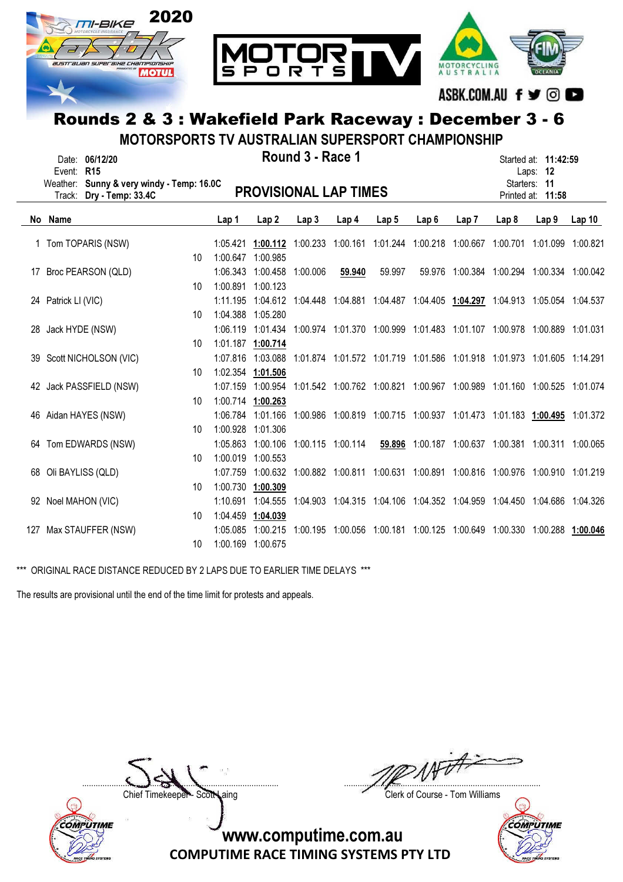# Rounds 2 & 3 : Wakefield Park Raceway : December 3 - 6

## MOTORSPORTS TV AUSTRALIAN SUPERSPORT CHAMPIONSHIP

### Round 3 - Race 1

Date: **06/12/20**
Event: **R15**
Weather: **Sunny & very windy - Temp: 16.0C**
Track: **Dry - Temp: 33.4C**

### PROVISIONAL LAP TIMES

Started at: **11:42:59**
Laps: **12**
Starters: **11**
Printed at: **11:58**

| No | Name | | Lap 1 | Lap 2 | Lap 3 | Lap 4 | Lap 5 | Lap 6 | Lap 7 | Lap 8 | Lap 9 | Lap 10 |
|---|---|---|---|---|---|---|---|---|---|---|---|---|
| 1 | Tom TOPARIS (NSW) | | 1:05.421 | **1:00.112** | 1:00.233 | 1:00.161 | 1:01.244 | 1:00.218 | 1:00.667 | 1:00.701 | 1:01.099 | 1:00.821 |
| | | 10 | 1:00.647 | 1:00.985 | | | | | | | | |
| 17 | Broc PEARSON (QLD) | | 1:06.343 | 1:00.458 | 1:00.006 | **59.940** | 59.997 | 59.976 | 1:00.384 | 1:00.294 | 1:00.334 | 1:00.042 |
| | | 10 | 1:00.891 | 1:00.123 | | | | | | | | |
| 24 | Patrick LI (VIC) | | 1:11.195 | 1:04.612 | 1:04.448 | 1:04.881 | 1:04.487 | 1:04.405 | **1:04.297** | 1:04.913 | 1:05.054 | 1:04.537 |
| | | 10 | 1:04.388 | 1:05.280 | | | | | | | | |
| 28 | Jack HYDE (NSW) | | 1:06.119 | 1:01.434 | 1:00.974 | 1:01.370 | 1:00.999 | 1:01.483 | 1:01.107 | 1:00.978 | 1:00.889 | 1:01.031 |
| | | 10 | 1:01.187 | **1:00.714** | | | | | | | | |
| 39 | Scott NICHOLSON (VIC) | | 1:07.816 | 1:03.088 | 1:01.874 | 1:01.572 | 1:01.719 | 1:01.586 | 1:01.918 | 1:01.973 | 1:01.605 | 1:14.291 |
| | | 10 | 1:02.354 | **1:01.506** | | | | | | | | |
| 42 | Jack PASSFIELD (NSW) | | 1:07.159 | 1:00.954 | 1:01.542 | 1:00.762 | 1:00.821 | 1:00.967 | 1:00.989 | 1:01.160 | 1:00.525 | 1:01.074 |
| | | 10 | 1:00.714 | **1:00.263** | | | | | | | | |
| 46 | Aidan HAYES (NSW) | | 1:06.784 | 1:01.166 | 1:00.986 | 1:00.819 | 1:00.715 | 1:00.937 | 1:01.473 | 1:01.183 | **1:00.495** | 1:01.372 |
| | | 10 | 1:00.928 | 1:01.306 | | | | | | | | |
| 64 | Tom EDWARDS (NSW) | | 1:05.863 | 1:00.106 | 1:00.115 | 1:00.114 | **59.896** | 1:00.187 | 1:00.637 | 1:00.381 | 1:00.311 | 1:00.065 |
| | | 10 | 1:00.019 | 1:00.553 | | | | | | | | |
| 68 | Oli BAYLISS (QLD) | | 1:07.759 | 1:00.632 | 1:00.882 | 1:00.811 | 1:00.631 | 1:00.891 | 1:00.816 | 1:00.976 | 1:00.910 | 1:01.219 |
| | | 10 | 1:00.730 | **1:00.309** | | | | | | | | |
| 92 | Noel MAHON (VIC) | | 1:10.691 | 1:04.555 | 1:04.903 | 1:04.315 | 1:04.106 | 1:04.352 | 1:04.959 | 1:04.450 | 1:04.686 | 1:04.326 |
| | | 10 | 1:04.459 | **1:04.039** | | | | | | | | |
| 127 | Max STAUFFER (NSW) | | 1:05.085 | 1:00.215 | 1:00.195 | 1:00.056 | 1:00.181 | 1:00.125 | 1:00.649 | 1:00.330 | 1:00.288 | **1:00.046** |
| | | 10 | 1:00.169 | 1:00.675 | | | | | | | | |

*** ORIGINAL RACE DISTANCE REDUCED BY 2 LAPS DUE TO EARLIER TIME DELAYS ***

The results are provisional until the end of the time limit for protests and appeals.

Chief Timekeeper - Scott Laing

Clerk of Course - Tom Williams

www.computime.com.au
COMPUTIME RACE TIMING SYSTEMS PTY LTD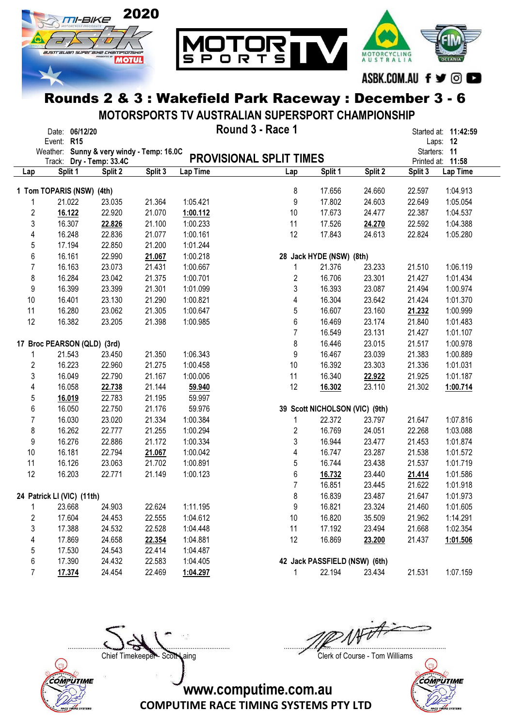# Rounds 2 & 3 : Wakefield Park Raceway : December 3 - 6

## MOTORSPORTS TV AUSTRALIAN SUPERSPORT CHAMPIONSHIP

**Round 3 - Race 1**

**PROVISIONAL SPLIT TIMES**

Date: **06/12/20**
Event: **R15**
Weather: **Sunny & very windy - Temp: 16.0C**
Track: **Dry - Temp: 33.4C**

Started at: **11:42:59**
Laps: **12**
Starters: **11**
Printed at: **11:58**

### 1 Tom TOPARIS (NSW) (4th)

| Lap | Split 1 | Split 2 | Split 3 | Lap Time |
|---|---|---|---|---|
| 1 | 21.022 | 23.035 | 21.364 | 1:05.421 |
| 2 | **16.122** | 22.920 | 21.070 | **1:00.112** |
| 3 | 16.307 | **22.826** | 21.100 | 1:00.233 |
| 4 | 16.248 | 22.836 | 21.077 | 1:00.161 |
| 5 | 17.194 | 22.850 | 21.200 | 1:01.244 |
| 6 | 16.161 | 22.990 | **21.067** | 1:00.218 |
| 7 | 16.163 | 23.073 | 21.431 | 1:00.667 |
| 8 | 16.284 | 23.042 | 21.375 | 1:00.701 |
| 9 | 16.399 | 23.399 | 21.301 | 1:01.099 |
| 10 | 16.401 | 23.130 | 21.290 | 1:00.821 |
| 11 | 16.280 | 23.062 | 21.305 | 1:00.647 |
| 12 | 16.382 | 23.205 | 21.398 | 1:00.985 |

### 17 Broc PEARSON (QLD) (3rd)

| Lap | Split 1 | Split 2 | Split 3 | Lap Time |
|---|---|---|---|---|
| 1 | 21.543 | 23.450 | 21.350 | 1:06.343 |
| 2 | 16.223 | 22.960 | 21.275 | 1:00.458 |
| 3 | 16.049 | 22.790 | 21.167 | 1:00.006 |
| 4 | 16.058 | **22.738** | 21.144 | **59.940** |
| 5 | **16.019** | 22.783 | 21.195 | 59.997 |
| 6 | 16.050 | 22.750 | 21.176 | 59.976 |
| 7 | 16.030 | 23.020 | 21.334 | 1:00.384 |
| 8 | 16.262 | 22.777 | 21.255 | 1:00.294 |
| 9 | 16.276 | 22.886 | 21.172 | 1:00.334 |
| 10 | 16.181 | 22.794 | **21.067** | 1:00.042 |
| 11 | 16.126 | 23.063 | 21.702 | 1:00.891 |
| 12 | 16.203 | 22.771 | 21.149 | 1:00.123 |

### 24 Patrick LI (VIC) (11th)

| Lap | Split 1 | Split 2 | Split 3 | Lap Time |
|---|---|---|---|---|
| 1 | 23.668 | 24.903 | 22.624 | 1:11.195 |
| 2 | 17.604 | 24.453 | 22.555 | 1:04.612 |
| 3 | 17.388 | 24.532 | 22.528 | 1:04.448 |
| 4 | 17.869 | 24.658 | **22.354** | 1:04.881 |
| 5 | 17.530 | 24.543 | 22.414 | 1:04.487 |
| 6 | 17.390 | 24.432 | 22.583 | 1:04.405 |
| 7 | **17.374** | 24.454 | 22.469 | **1:04.297** |
| 8 | 17.656 | 24.660 | 22.597 | 1:04.913 |
| 9 | 17.802 | 24.603 | 22.649 | 1:05.054 |
| 10 | 17.673 | 24.477 | 22.387 | 1:04.537 |
| 11 | 17.526 | **24.270** | 22.592 | 1:04.388 |
| 12 | 17.843 | 24.613 | 22.824 | 1:05.280 |

### 28 Jack HYDE (NSW) (8th)

| Lap | Split 1 | Split 2 | Split 3 | Lap Time |
|---|---|---|---|---|
| 1 | 21.376 | 23.233 | 21.510 | 1:06.119 |
| 2 | 16.706 | 23.301 | 21.427 | 1:01.434 |
| 3 | 16.393 | 23.087 | 21.494 | 1:00.974 |
| 4 | 16.304 | 23.642 | 21.424 | 1:01.370 |
| 5 | 16.607 | 23.160 | **21.232** | 1:00.999 |
| 6 | 16.469 | 23.174 | 21.840 | 1:01.483 |
| 7 | 16.549 | 23.131 | 21.427 | 1:01.107 |
| 8 | 16.446 | 23.015 | 21.517 | 1:00.978 |
| 9 | 16.467 | 23.039 | 21.383 | 1:00.889 |
| 10 | 16.392 | 23.303 | 21.336 | 1:01.031 |
| 11 | 16.340 | **22.922** | 21.925 | 1:01.187 |
| 12 | **16.302** | 23.110 | 21.302 | **1:00.714** |

### 39 Scott NICHOLSON (VIC) (9th)

| Lap | Split 1 | Split 2 | Split 3 | Lap Time |
|---|---|---|---|---|
| 1 | 22.372 | 23.797 | 21.647 | 1:07.816 |
| 2 | 16.769 | 24.051 | 22.268 | 1:03.088 |
| 3 | 16.944 | 23.477 | 21.453 | 1:01.874 |
| 4 | 16.747 | 23.287 | 21.538 | 1:01.572 |
| 5 | 16.744 | 23.438 | 21.537 | 1:01.719 |
| 6 | **16.732** | 23.440 | **21.414** | 1:01.586 |
| 7 | 16.851 | 23.445 | 21.622 | 1:01.918 |
| 8 | 16.839 | 23.487 | 21.647 | 1:01.973 |
| 9 | 16.821 | 23.324 | 21.460 | 1:01.605 |
| 10 | 16.820 | 35.509 | 21.962 | 1:14.291 |
| 11 | 17.192 | 23.494 | 21.668 | 1:02.354 |
| 12 | 16.869 | **23.200** | 21.437 | **1:01.506** |

### 42 Jack PASSFIELD (NSW) (6th)

| Lap | Split 1 | Split 2 | Split 3 | Lap Time |
|---|---|---|---|---|
| 1 | 22.194 | 23.434 | 21.531 | 1:07.159 |

Chief Timekeeper - Scott Laing

Clerk of Course - Tom Williams

www.computime.com.au
COMPUTIME RACE TIMING SYSTEMS PTY LTD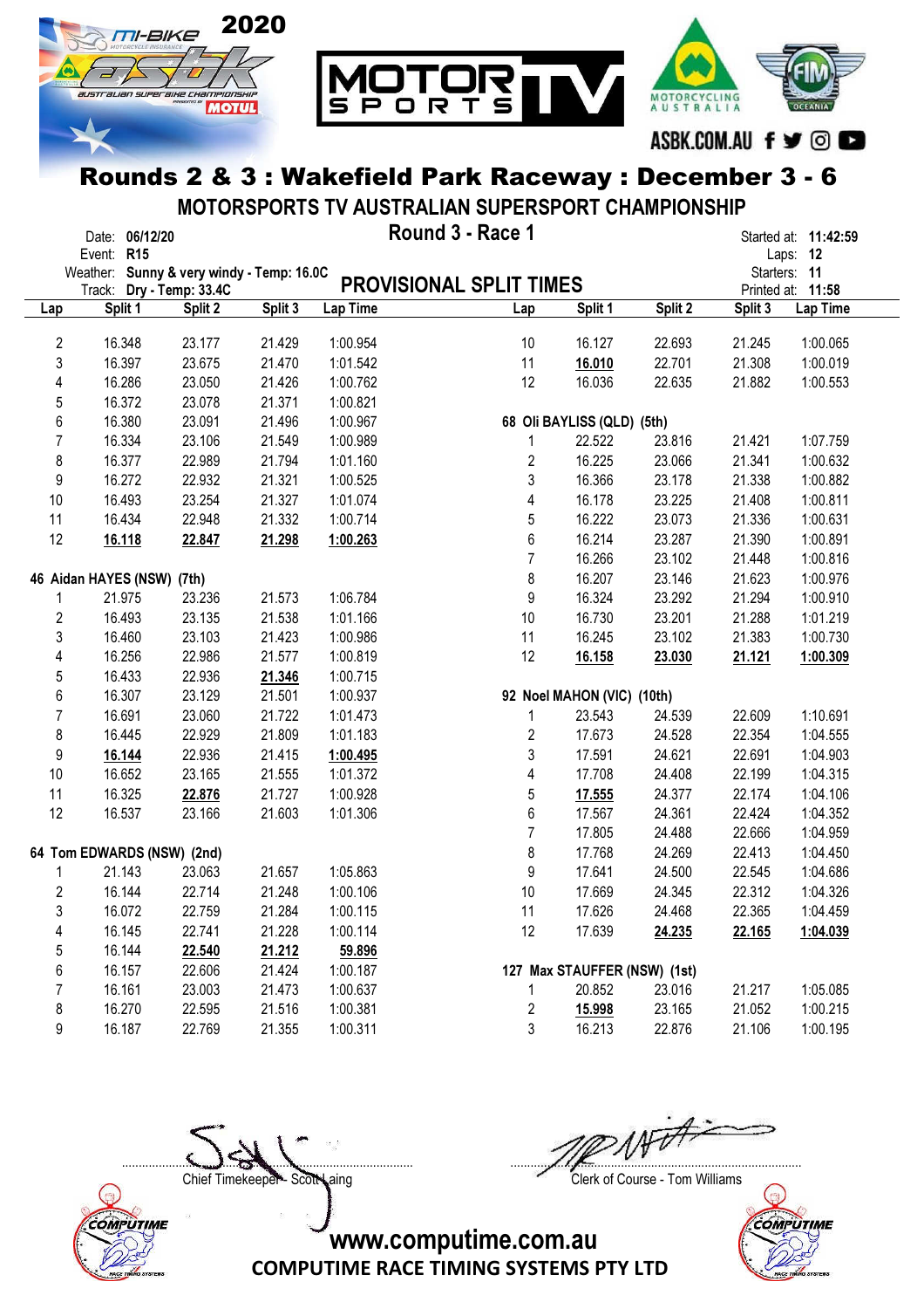# Rounds 2 & 3 : Wakefield Park Raceway : December 3 - 6

## MOTORSPORTS TV AUSTRALIAN SUPERSPORT CHAMPIONSHIP

Date: **06/12/20**
Event: **R15**
Weather: **Sunny & very windy - Temp: 16.0C**
Track: **Dry - Temp: 33.4C**

### Round 3 - Race 1

### PROVISIONAL SPLIT TIMES

Started at: **11:42:59**
Laps: **12**
Starters: **11**
Printed at: **11:58**

| Lap | Split 1 | Split 2 | Split 3 | Lap Time |
|---|---|---|---|---|
| 2 | 16.348 | 23.177 | 21.429 | 1:00.954 |
| 3 | 16.397 | 23.675 | 21.470 | 1:01.542 |
| 4 | 16.286 | 23.050 | 21.426 | 1:00.762 |
| 5 | 16.372 | 23.078 | 21.371 | 1:00.821 |
| 6 | 16.380 | 23.091 | 21.496 | 1:00.967 |
| 7 | 16.334 | 23.106 | 21.549 | 1:00.989 |
| 8 | 16.377 | 22.989 | 21.794 | 1:01.160 |
| 9 | 16.272 | 22.932 | 21.321 | 1:00.525 |
| 10 | 16.493 | 23.254 | 21.327 | 1:01.074 |
| 11 | 16.434 | 22.948 | 21.332 | 1:00.714 |
| 12 | **16.118** | **22.847** | **21.298** | **1:00.263** |

**46 Aidan HAYES (NSW) (7th)**

| Lap | Split 1 | Split 2 | Split 3 | Lap Time |
|---|---|---|---|---|
| 1 | 21.975 | 23.236 | 21.573 | 1:06.784 |
| 2 | 16.493 | 23.135 | 21.538 | 1:01.166 |
| 3 | 16.460 | 23.103 | 21.423 | 1:00.986 |
| 4 | 16.256 | 22.986 | 21.577 | 1:00.819 |
| 5 | 16.433 | 22.936 | **21.346** | 1:00.715 |
| 6 | 16.307 | 23.129 | 21.501 | 1:00.937 |
| 7 | 16.691 | 23.060 | 21.722 | 1:01.473 |
| 8 | 16.445 | 22.929 | 21.809 | 1:01.183 |
| 9 | **16.144** | 22.936 | 21.415 | **1:00.495** |
| 10 | 16.652 | 23.165 | 21.555 | 1:01.372 |
| 11 | 16.325 | **22.876** | 21.727 | 1:00.928 |
| 12 | 16.537 | 23.166 | 21.603 | 1:01.306 |

**64 Tom EDWARDS (NSW) (2nd)**

| Lap | Split 1 | Split 2 | Split 3 | Lap Time |
|---|---|---|---|---|
| 1 | 21.143 | 23.063 | 21.657 | 1:05.863 |
| 2 | 16.144 | 22.714 | 21.248 | 1:00.106 |
| 3 | 16.072 | 22.759 | 21.284 | 1:00.115 |
| 4 | 16.145 | 22.741 | 21.228 | 1:00.114 |
| 5 | 16.144 | **22.540** | **21.212** | **59.896** |
| 6 | 16.157 | 22.606 | 21.424 | 1:00.187 |
| 7 | 16.161 | 23.003 | 21.473 | 1:00.637 |
| 8 | 16.270 | 22.595 | 21.516 | 1:00.381 |
| 9 | 16.187 | 22.769 | 21.355 | 1:00.311 |
| 10 | 16.127 | 22.693 | 21.245 | 1:00.065 |
| 11 | **16.010** | 22.701 | 21.308 | 1:00.019 |
| 12 | 16.036 | 22.635 | 21.882 | 1:00.553 |

**68 Oli BAYLISS (QLD) (5th)**

| Lap | Split 1 | Split 2 | Split 3 | Lap Time |
|---|---|---|---|---|
| 1 | 22.522 | 23.816 | 21.421 | 1:07.759 |
| 2 | 16.225 | 23.066 | 21.341 | 1:00.632 |
| 3 | 16.366 | 23.178 | 21.338 | 1:00.882 |
| 4 | 16.178 | 23.225 | 21.408 | 1:00.811 |
| 5 | 16.222 | 23.073 | 21.336 | 1:00.631 |
| 6 | 16.214 | 23.287 | 21.390 | 1:00.891 |
| 7 | 16.266 | 23.102 | 21.448 | 1:00.816 |
| 8 | 16.207 | 23.146 | 21.623 | 1:00.976 |
| 9 | 16.324 | 23.292 | 21.294 | 1:00.910 |
| 10 | 16.730 | 23.201 | 21.288 | 1:01.219 |
| 11 | 16.245 | 23.102 | 21.383 | 1:00.730 |
| 12 | **16.158** | **23.030** | **21.121** | **1:00.309** |

**92 Noel MAHON (VIC) (10th)**

| Lap | Split 1 | Split 2 | Split 3 | Lap Time |
|---|---|---|---|---|
| 1 | 23.543 | 24.539 | 22.609 | 1:10.691 |
| 2 | 17.673 | 24.528 | 22.354 | 1:04.555 |
| 3 | 17.591 | 24.621 | 22.691 | 1:04.903 |
| 4 | 17.708 | 24.408 | 22.199 | 1:04.315 |
| 5 | **17.555** | 24.377 | 22.174 | 1:04.106 |
| 6 | 17.567 | 24.361 | 22.424 | 1:04.352 |
| 7 | 17.805 | 24.488 | 22.666 | 1:04.959 |
| 8 | 17.768 | 24.269 | 22.413 | 1:04.450 |
| 9 | 17.641 | 24.500 | 22.545 | 1:04.686 |
| 10 | 17.669 | 24.345 | 22.312 | 1:04.326 |
| 11 | 17.626 | 24.468 | 22.365 | 1:04.459 |
| 12 | 17.639 | **24.235** | **22.165** | **1:04.039** |

**127 Max STAUFFER (NSW) (1st)**

| Lap | Split 1 | Split 2 | Split 3 | Lap Time |
|---|---|---|---|---|
| 1 | 20.852 | 23.016 | 21.217 | 1:05.085 |
| 2 | **15.998** | 23.165 | 21.052 | 1:00.215 |
| 3 | 16.213 | 22.876 | 21.106 | 1:00.195 |

Chief Timekeeper - Scott Laing

Clerk of Course - Tom Williams

www.computime.com.au
COMPUTIME RACE TIMING SYSTEMS PTY LTD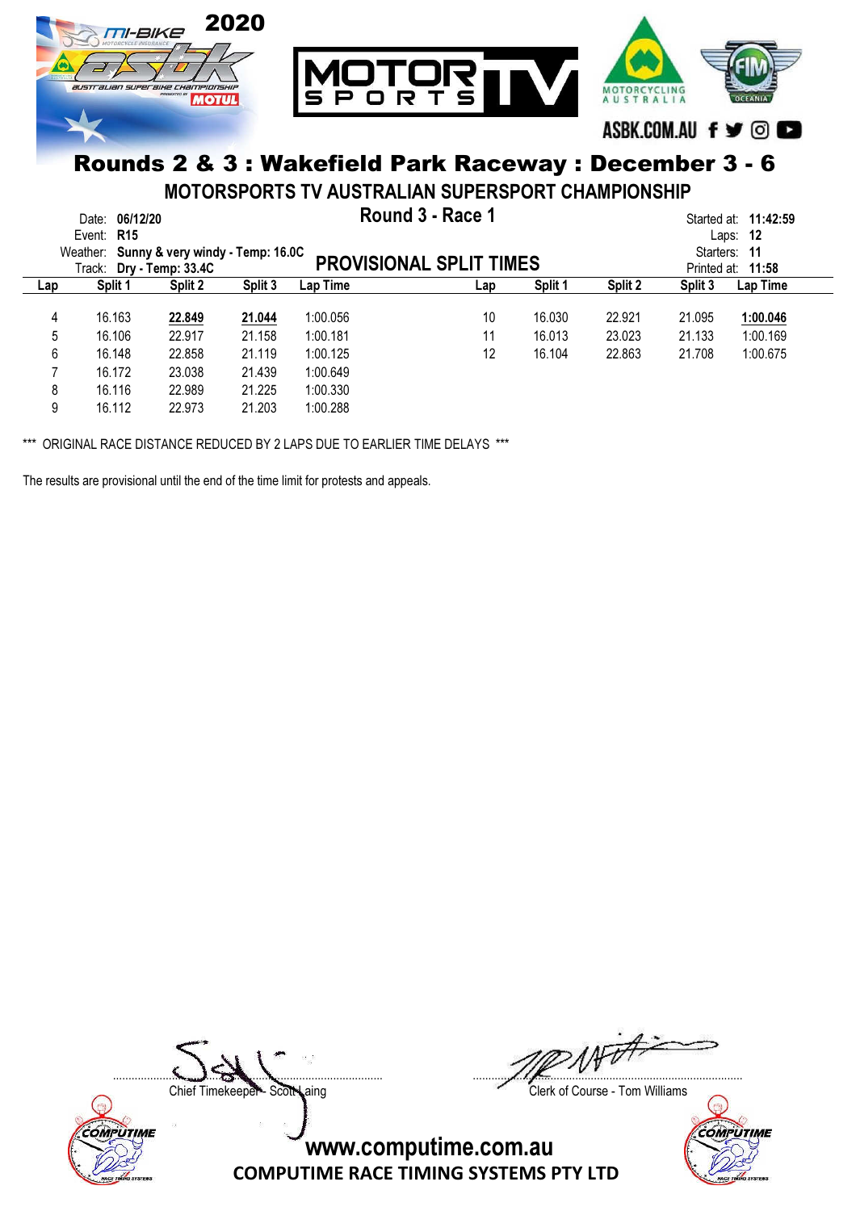# Rounds 2 & 3 : Wakefield Park Raceway : December 3 - 6

## MOTORSPORTS TV AUSTRALIAN SUPERSPORT CHAMPIONSHIP

### Round 3 - Race 1

Date: **06/12/20**
Event: **R15**
Weather: **Sunny & very windy - Temp: 16.0C**
Track: **Dry - Temp: 33.4C**

Started at: **11:42:59**
Laps: **12**
Starters: **11**
Printed at: **11:58**

### PROVISIONAL SPLIT TIMES

| Lap | Split 1 | Split 2 | Split 3 | Lap Time | Lap | Split 1 | Split 2 | Split 3 | Lap Time |
|---|---|---|---|---|---|---|---|---|---|
| 4 | 16.163 | **22.849** | **21.044** | 1:00.056 | 10 | 16.030 | 22.921 | 21.095 | **1:00.046** |
| 5 | 16.106 | 22.917 | 21.158 | 1:00.181 | 11 | 16.013 | 23.023 | 21.133 | 1:00.169 |
| 6 | 16.148 | 22.858 | 21.119 | 1:00.125 | 12 | 16.104 | 22.863 | 21.708 | 1:00.675 |
| 7 | 16.172 | 23.038 | 21.439 | 1:00.649 | | | | | |
| 8 | 16.116 | 22.989 | 21.225 | 1:00.330 | | | | | |
| 9 | 16.112 | 22.973 | 21.203 | 1:00.288 | | | | | |

*** ORIGINAL RACE DISTANCE REDUCED BY 2 LAPS DUE TO EARLIER TIME DELAYS ***

The results are provisional until the end of the time limit for protests and appeals.

Chief Timekeeper - Scott Laing

Clerk of Course - Tom Williams

www.computime.com.au

COMPUTIME RACE TIMING SYSTEMS PTY LTD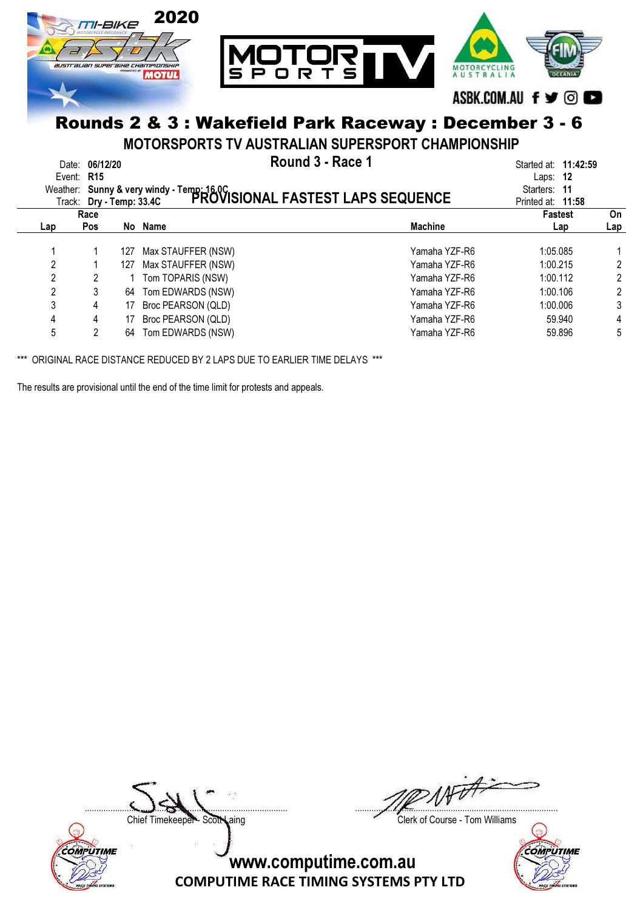# Rounds 2 & 3 : Wakefield Park Raceway : December 3 - 6

## MOTORSPORTS TV AUSTRALIAN SUPERSPORT CHAMPIONSHIP

### Round 3 - Race 1

### PROVISIONAL FASTEST LAPS SEQUENCE

Date: **06/12/20**
Event: **R15**
Weather: **Sunny & very windy - Temp: 16.0C**
Track: **Dry - Temp: 33.4C**

Started at: **11:42:59**
Laps: **12**
Starters: **11**
Printed at: **11:58**

| Lap | Race Pos | No | Name | Machine | Fastest Lap | On Lap |
|---|---|---|---|---|---|---|
| 1 | 1 | 127 | Max STAUFFER (NSW) | Yamaha YZF-R6 | 1:05.085 | 1 |
| 2 | 1 | 127 | Max STAUFFER (NSW) | Yamaha YZF-R6 | 1:00.215 | 2 |
| 2 | 2 | 1 | Tom TOPARIS (NSW) | Yamaha YZF-R6 | 1:00.112 | 2 |
| 2 | 3 | 64 | Tom EDWARDS (NSW) | Yamaha YZF-R6 | 1:00.106 | 2 |
| 3 | 4 | 17 | Broc PEARSON (QLD) | Yamaha YZF-R6 | 1:00.006 | 3 |
| 4 | 4 | 17 | Broc PEARSON (QLD) | Yamaha YZF-R6 | 59.940 | 4 |
| 5 | 2 | 64 | Tom EDWARDS (NSW) | Yamaha YZF-R6 | 59.896 | 5 |

*** ORIGINAL RACE DISTANCE REDUCED BY 2 LAPS DUE TO EARLIER TIME DELAYS ***

The results are provisional until the end of the time limit for protests and appeals.

Chief Timekeeper - Scott Laing

Clerk of Course - Tom Williams

www.computime.com.au

COMPUTIME RACE TIMING SYSTEMS PTY LTD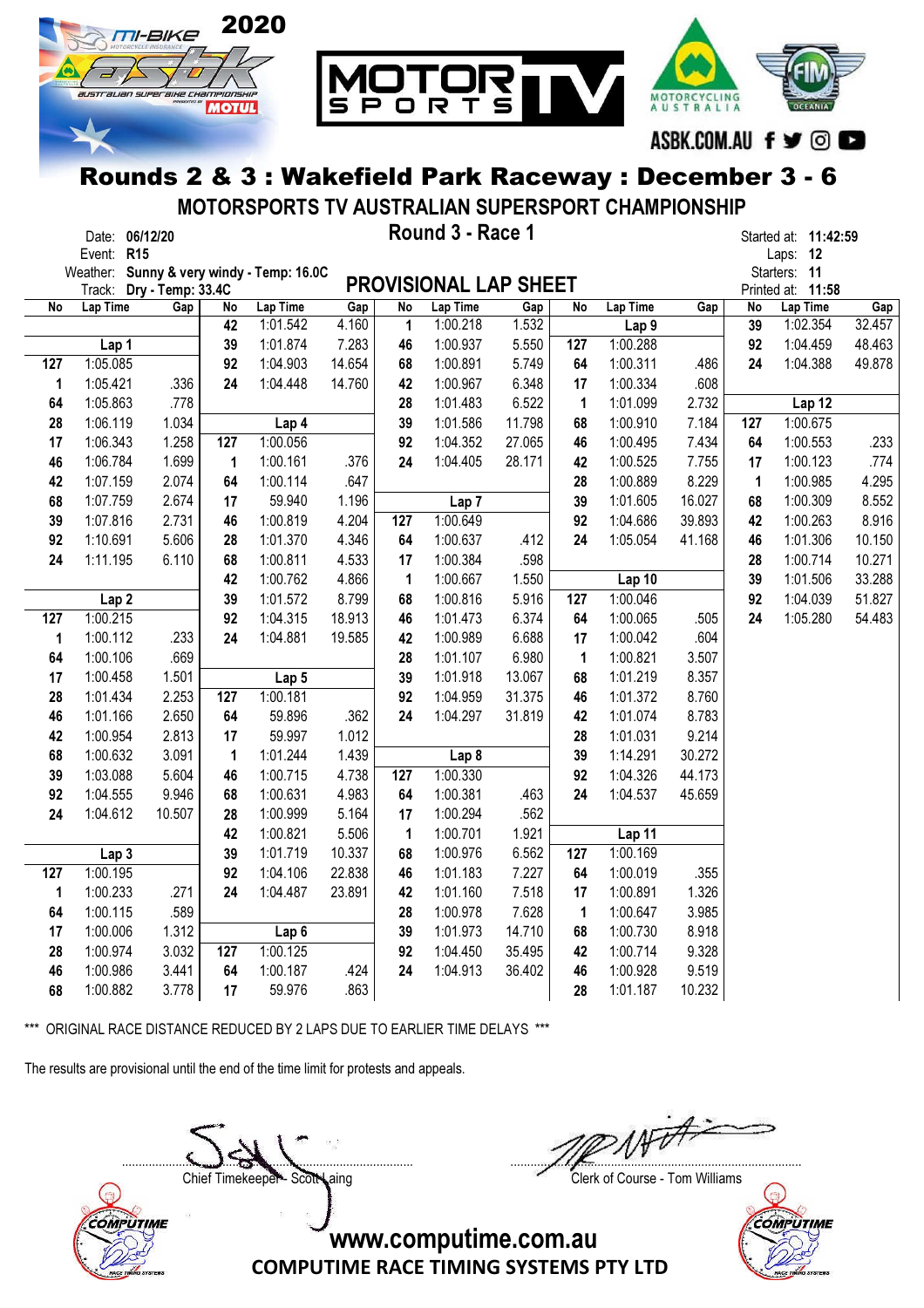# Rounds 2 & 3 : Wakefield Park Raceway : December 3 - 6

## MOTORSPORTS TV AUSTRALIAN SUPERSPORT CHAMPIONSHIP

### Round 3 - Race 1

### PROVISIONAL LAP SHEET

Date: 06/12/20
Event: R15
Weather: Sunny & very windy - Temp: 16.0C
Track: Dry - Temp: 33.4C

Started at: 11:42:59
Laps: 12
Starters: 11
Printed at: 11:58

| No | Lap Time | Gap | No | Lap Time | Gap | No | Lap Time | Gap | No | Lap Time | Gap | No | Lap Time | Gap |
|---|---|---|---|---|---|---|---|---|---|---|---|---|---|---|
| | | | 42 | 1:01.542 | 4.160 | 1 | 1:00.218 | 1.532 | | Lap 9 | | 39 | 1:02.354 | 32.457 |
| | Lap 1 | | 39 | 1:01.874 | 7.283 | 46 | 1:00.937 | 5.550 | 127 | 1:00.288 | | 92 | 1:04.459 | 48.463 |
| 127 | 1:05.085 | | 92 | 1:04.903 | 14.654 | 68 | 1:00.891 | 5.749 | 64 | 1:00.311 | .486 | 24 | 1:04.388 | 49.878 |
| 1 | 1:05.421 | .336 | 24 | 1:04.448 | 14.760 | 42 | 1:00.967 | 6.348 | 17 | 1:00.334 | .608 | | | |
| 64 | 1:05.863 | .778 | | | | 28 | 1:01.483 | 6.522 | 1 | 1:01.099 | 2.732 | | Lap 12 | |
| 28 | 1:06.119 | 1.034 | | Lap 4 | | 39 | 1:01.586 | 11.798 | 68 | 1:00.910 | 7.184 | 127 | 1:00.675 | |
| 17 | 1:06.343 | 1.258 | 127 | 1:00.056 | | 92 | 1:04.352 | 27.065 | 46 | 1:00.495 | 7.434 | 64 | 1:00.553 | .233 |
| 46 | 1:06.784 | 1.699 | 1 | 1:00.161 | .376 | 24 | 1:04.405 | 28.171 | 42 | 1:00.525 | 7.755 | 17 | 1:00.123 | .774 |
| 42 | 1:07.159 | 2.074 | 64 | 1:00.114 | .647 | | | | 28 | 1:00.889 | 8.229 | 1 | 1:00.985 | 4.295 |
| 68 | 1:07.759 | 2.674 | 17 | 59.940 | 1.196 | | Lap 7 | | 39 | 1:01.605 | 16.027 | 68 | 1:00.309 | 8.552 |
| 39 | 1:07.816 | 2.731 | 46 | 1:00.819 | 4.204 | 127 | 1:00.649 | | 92 | 1:04.686 | 39.893 | 42 | 1:00.263 | 8.916 |
| 92 | 1:10.691 | 5.606 | 28 | 1:01.370 | 4.346 | 64 | 1:00.637 | .412 | 24 | 1:05.054 | 41.168 | 46 | 1:01.306 | 10.150 |
| 24 | 1:11.195 | 6.110 | 68 | 1:00.811 | 4.533 | 17 | 1:00.384 | .598 | | | | 28 | 1:00.714 | 10.271 |
| | | | 42 | 1:00.762 | 4.866 | 1 | 1:00.667 | 1.550 | | Lap 10 | | 39 | 1:01.506 | 33.288 |
| | Lap 2 | | 39 | 1:01.572 | 8.799 | 68 | 1:00.816 | 5.916 | 127 | 1:00.046 | | 92 | 1:04.039 | 51.827 |
| 127 | 1:00.215 | | 92 | 1:04.315 | 18.913 | 46 | 1:01.473 | 6.374 | 64 | 1:00.065 | .505 | 24 | 1:05.280 | 54.483 |
| 1 | 1:00.112 | .233 | 24 | 1:04.881 | 19.585 | 42 | 1:00.989 | 6.688 | 17 | 1:00.042 | .604 | | | |
| 64 | 1:00.106 | .669 | | | | 28 | 1:01.107 | 6.980 | 1 | 1:00.821 | 3.507 | | | |
| 17 | 1:00.458 | 1.501 | | Lap 5 | | 39 | 1:01.918 | 13.067 | 68 | 1:01.219 | 8.357 | | | |
| 28 | 1:01.434 | 2.253 | 127 | 1:00.181 | | 92 | 1:04.959 | 31.375 | 46 | 1:01.372 | 8.760 | | | |
| 46 | 1:01.166 | 2.650 | 64 | 59.896 | .362 | 24 | 1:04.297 | 31.819 | 42 | 1:01.074 | 8.783 | | | |
| 42 | 1:00.954 | 2.813 | 17 | 59.997 | 1.012 | | | | 28 | 1:01.031 | 9.214 | | | |
| 68 | 1:00.632 | 3.091 | 1 | 1:01.244 | 1.439 | | Lap 8 | | 39 | 1:14.291 | 30.272 | | | |
| 39 | 1:03.088 | 5.604 | 46 | 1:00.715 | 4.738 | 127 | 1:00.330 | | 92 | 1:04.326 | 44.173 | | | |
| 92 | 1:04.555 | 9.946 | 68 | 1:00.631 | 4.983 | 64 | 1:00.381 | .463 | 24 | 1:04.537 | 45.659 | | | |
| 24 | 1:04.612 | 10.507 | 28 | 1:00.999 | 5.164 | 17 | 1:00.294 | .562 | | | | | | |
| | | | 42 | 1:00.821 | 5.506 | 1 | 1:00.701 | 1.921 | | Lap 11 | | | | |
| | Lap 3 | | 39 | 1:01.719 | 10.337 | 68 | 1:00.976 | 6.562 | 127 | 1:00.169 | | | | |
| 127 | 1:00.195 | | 92 | 1:04.106 | 22.838 | 46 | 1:01.183 | 7.227 | 64 | 1:00.019 | .355 | | | |
| 1 | 1:00.233 | .271 | 24 | 1:04.487 | 23.891 | 42 | 1:01.160 | 7.518 | 17 | 1:00.891 | 1.326 | | | |
| 64 | 1:00.115 | .589 | | | | 28 | 1:00.978 | 7.628 | 1 | 1:00.647 | 3.985 | | | |
| 17 | 1:00.006 | 1.312 | | Lap 6 | | 39 | 1:01.973 | 14.710 | 68 | 1:00.730 | 8.918 | | | |
| 28 | 1:00.974 | 3.032 | 127 | 1:00.125 | | 92 | 1:04.450 | 35.495 | 42 | 1:00.714 | 9.328 | | | |
| 46 | 1:00.986 | 3.441 | 64 | 1:00.187 | .424 | 24 | 1:04.913 | 36.402 | 46 | 1:00.928 | 9.519 | | | |
| 68 | 1:00.882 | 3.778 | 17 | 59.976 | .863 | | | | 28 | 1:01.187 | 10.232 | | | |

*** ORIGINAL RACE DISTANCE REDUCED BY 2 LAPS DUE TO EARLIER TIME DELAYS ***

The results are provisional until the end of the time limit for protests and appeals.

Chief Timekeeper - Scott Laing

Clerk of Course - Tom Williams

www.computime.com.au
COMPUTIME RACE TIMING SYSTEMS PTY LTD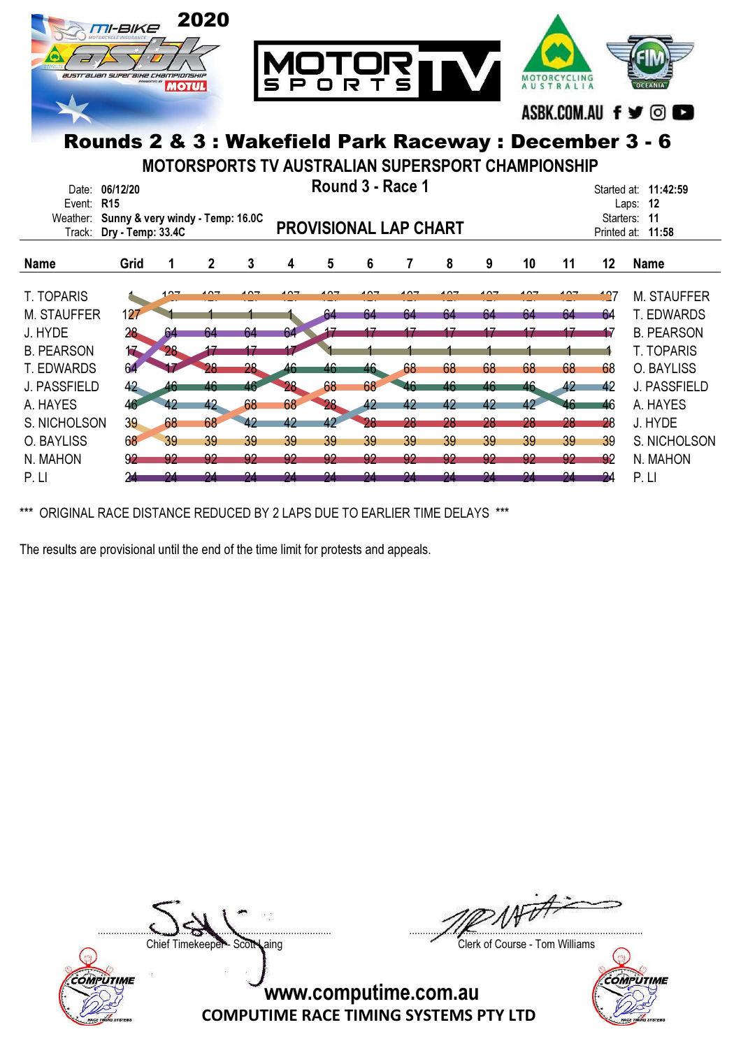# Rounds 2 & 3 : Wakefield Park Raceway : December 3 - 6

## MOTORSPORTS TV AUSTRALIAN SUPERSPORT CHAMPIONSHIP

Date: 06/12/20
Event: R15
Weather: Sunny & very windy - Temp: 16.0C
Track: Dry - Temp: 33.4C

**Round 3 - Race 1**

**PROVISIONAL LAP CHART**

Started at: 11:42:59
Laps: 12
Starters: 11
Printed at: 11:58

| Name | Grid | 1 | 2 | 3 | 4 | 5 | 6 | 7 | 8 | 9 | 10 | 11 | 12 | Name |
|---|---|---|---|---|---|---|---|---|---|---|---|---|---|---|
| T. TOPARIS | 1 | 127 | 127 | 127 | 127 | 127 | 127 | 127 | 127 | 127 | 127 | 127 | 127 | M. STAUFFER |
| M. STAUFFER | 127 | 1 | 1 | 1 | 1 | 64 | 64 | 64 | 64 | 64 | 64 | 64 | 64 | T. EDWARDS |
| J. HYDE | 28 | 64 | 64 | 64 | 64 | 17 | 17 | 17 | 17 | 17 | 17 | 17 | 17 | B. PEARSON |
| B. PEARSON | 17 | 28 | 17 | 17 | 17 | 1 | 1 | 1 | 1 | 1 | 1 | 1 | 1 | T. TOPARIS |
| T. EDWARDS | 64 | 17 | 28 | 28 | 46 | 46 | 46 | 68 | 68 | 68 | 68 | 68 | 68 | O. BAYLISS |
| J. PASSFIELD | 42 | 46 | 46 | 46 | 28 | 68 | 68 | 46 | 46 | 46 | 46 | 42 | 42 | J. PASSFIELD |
| A. HAYES | 46 | 42 | 42 | 68 | 68 | 28 | 42 | 42 | 42 | 42 | 42 | 46 | 46 | A. HAYES |
| S. NICHOLSON | 39 | 68 | 68 | 42 | 42 | 42 | 28 | 28 | 28 | 28 | 28 | 28 | 28 | J. HYDE |
| O. BAYLISS | 68 | 39 | 39 | 39 | 39 | 39 | 39 | 39 | 39 | 39 | 39 | 39 | 39 | S. NICHOLSON |
| N. MAHON | 92 | 92 | 92 | 92 | 92 | 92 | 92 | 92 | 92 | 92 | 92 | 92 | 92 | N. MAHON |
| P. LI | 24 | 24 | 24 | 24 | 24 | 24 | 24 | 24 | 24 | 24 | 24 | 24 | 24 | P. LI |

\*\*\* ORIGINAL RACE DISTANCE REDUCED BY 2 LAPS DUE TO EARLIER TIME DELAYS \*\*\*

The results are provisional until the end of the time limit for protests and appeals.

Chief Timekeeper - Scott Laing

Clerk of Course - Tom Williams

www.computime.com.au
COMPUTIME RACE TIMING SYSTEMS PTY LTD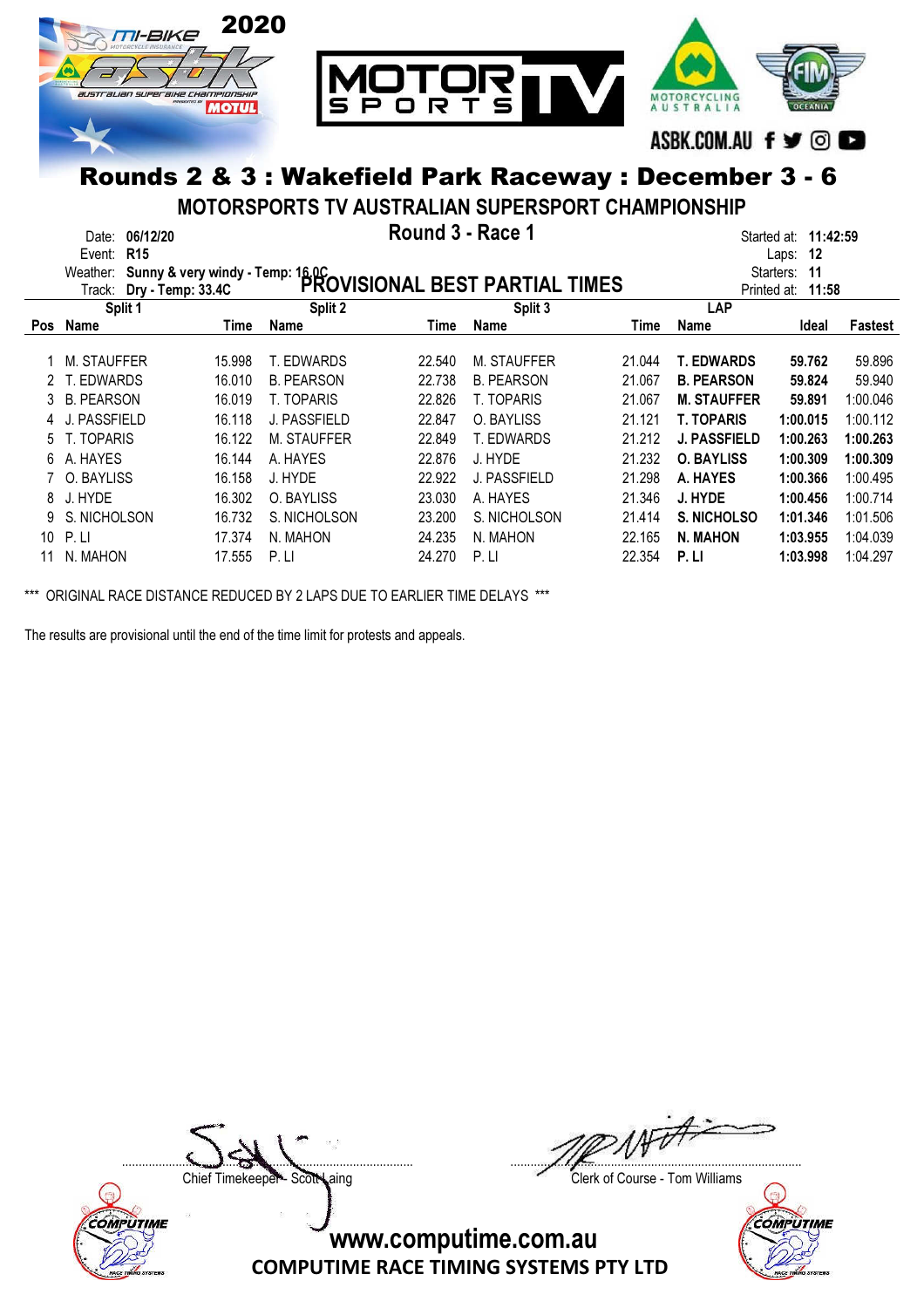# Rounds 2 & 3 : Wakefield Park Raceway : December 3 - 6

## MOTORSPORTS TV AUSTRALIAN SUPERSPORT CHAMPIONSHIP

### Round 3 - Race 1

Date: **06/12/20**
Event: **R15**
Weather: **Sunny & very windy - Temp: 16.0C**
Track: **Dry - Temp: 33.4C**

Started at: **11:42:59**
Laps: **12**
Starters: **11**
Printed at: **11:58**

### PROVISIONAL BEST PARTIAL TIMES

| Pos | Split 1 Name | Time | Split 2 Name | Time | Split 3 Name | Time | LAP Name | Ideal | Fastest |
|---|---|---|---|---|---|---|---|---|---|
| 1 | M. STAUFFER | 15.998 | T. EDWARDS | 22.540 | M. STAUFFER | 21.044 | **T. EDWARDS** | **59.762** | 59.896 |
| 2 | T. EDWARDS | 16.010 | B. PEARSON | 22.738 | B. PEARSON | 21.067 | **B. PEARSON** | **59.824** | 59.940 |
| 3 | B. PEARSON | 16.019 | T. TOPARIS | 22.826 | T. TOPARIS | 21.067 | **M. STAUFFER** | **59.891** | 1:00.046 |
| 4 | J. PASSFIELD | 16.118 | J. PASSFIELD | 22.847 | O. BAYLISS | 21.121 | **T. TOPARIS** | **1:00.015** | 1:00.112 |
| 5 | T. TOPARIS | 16.122 | M. STAUFFER | 22.849 | T. EDWARDS | 21.212 | **J. PASSFIELD** | **1:00.263** | **1:00.263** |
| 6 | A. HAYES | 16.144 | A. HAYES | 22.876 | J. HYDE | 21.232 | **O. BAYLISS** | **1:00.309** | **1:00.309** |
| 7 | O. BAYLISS | 16.158 | J. HYDE | 22.922 | J. PASSFIELD | 21.298 | **A. HAYES** | **1:00.366** | 1:00.495 |
| 8 | J. HYDE | 16.302 | O. BAYLISS | 23.030 | A. HAYES | 21.346 | **J. HYDE** | **1:00.456** | 1:00.714 |
| 9 | S. NICHOLSON | 16.732 | S. NICHOLSON | 23.200 | S. NICHOLSON | 21.414 | **S. NICHOLSO** | **1:01.346** | 1:01.506 |
| 10 | P. LI | 17.374 | N. MAHON | 24.235 | N. MAHON | 22.165 | **N. MAHON** | **1:03.955** | 1:04.039 |
| 11 | N. MAHON | 17.555 | P. LI | 24.270 | P. LI | 22.354 | **P. LI** | **1:03.998** | 1:04.297 |

*** ORIGINAL RACE DISTANCE REDUCED BY 2 LAPS DUE TO EARLIER TIME DELAYS ***

The results are provisional until the end of the time limit for protests and appeals.

Chief Timekeeper - Scott Laing

Clerk of Course - Tom Williams

www.computime.com.au
COMPUTIME RACE TIMING SYSTEMS PTY LTD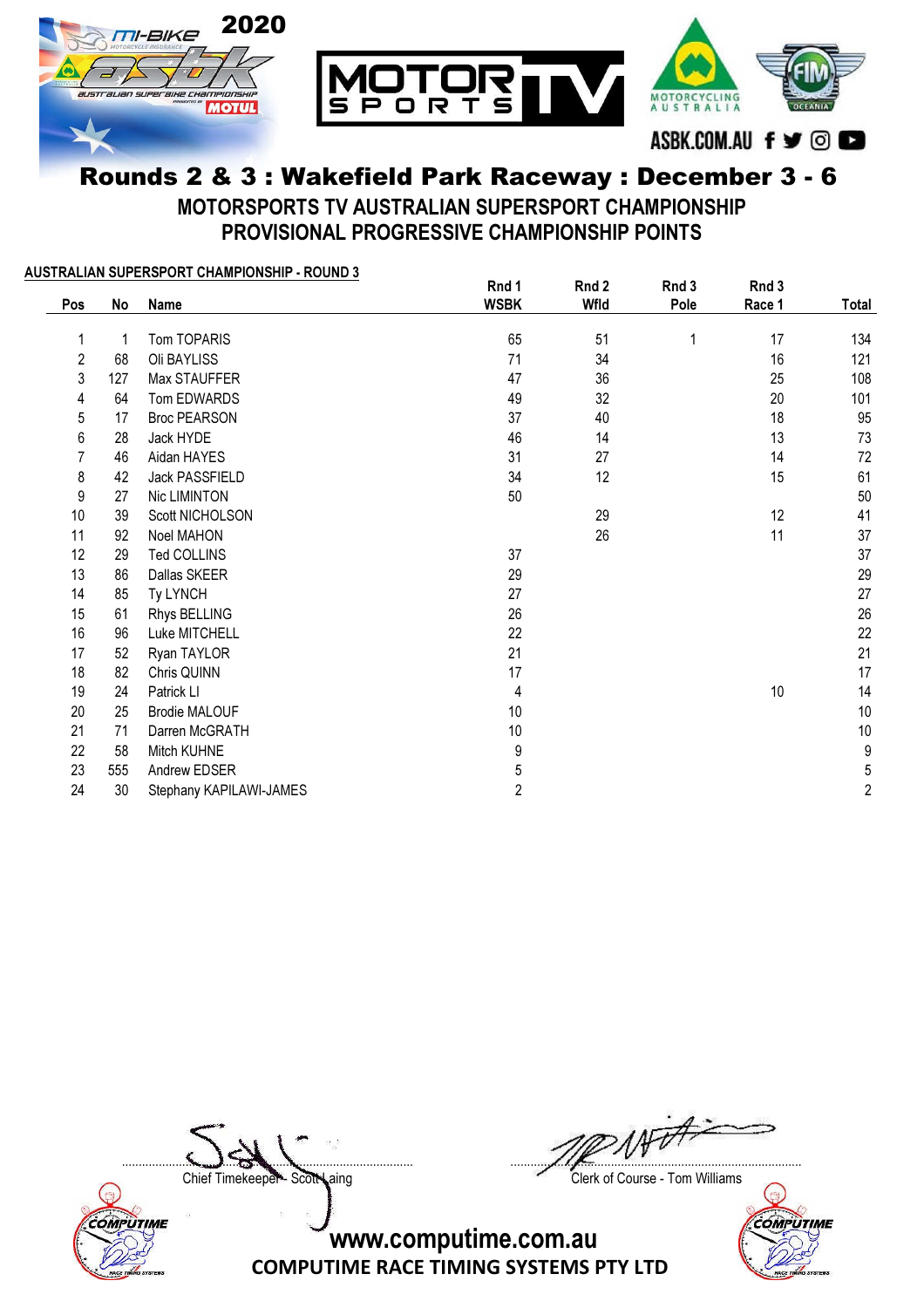# Rounds 2 & 3 : Wakefield Park Raceway : December 3 - 6

## MOTORSPORTS TV AUSTRALIAN SUPERSPORT CHAMPIONSHIP
## PROVISIONAL PROGRESSIVE CHAMPIONSHIP POINTS

**AUSTRALIAN SUPERSPORT CHAMPIONSHIP - ROUND 3**

| Pos | No | Name | Rnd 1 WSBK | Rnd 2 Wfld | Rnd 3 Pole | Rnd 3 Race 1 | Total |
|---|---|---|---|---|---|---|---|
| 1 | 1 | Tom TOPARIS | 65 | 51 | 1 | 17 | 134 |
| 2 | 68 | Oli BAYLISS | 71 | 34 | | 16 | 121 |
| 3 | 127 | Max STAUFFER | 47 | 36 | | 25 | 108 |
| 4 | 64 | Tom EDWARDS | 49 | 32 | | 20 | 101 |
| 5 | 17 | Broc PEARSON | 37 | 40 | | 18 | 95 |
| 6 | 28 | Jack HYDE | 46 | 14 | | 13 | 73 |
| 7 | 46 | Aidan HAYES | 31 | 27 | | 14 | 72 |
| 8 | 42 | Jack PASSFIELD | 34 | 12 | | 15 | 61 |
| 9 | 27 | Nic LIMINTON | 50 | | | | 50 |
| 10 | 39 | Scott NICHOLSON | | 29 | | 12 | 41 |
| 11 | 92 | Noel MAHON | | 26 | | 11 | 37 |
| 12 | 29 | Ted COLLINS | 37 | | | | 37 |
| 13 | 86 | Dallas SKEER | 29 | | | | 29 |
| 14 | 85 | Ty LYNCH | 27 | | | | 27 |
| 15 | 61 | Rhys BELLING | 26 | | | | 26 |
| 16 | 96 | Luke MITCHELL | 22 | | | | 22 |
| 17 | 52 | Ryan TAYLOR | 21 | | | | 21 |
| 18 | 82 | Chris QUINN | 17 | | | | 17 |
| 19 | 24 | Patrick LI | 4 | | | 10 | 14 |
| 20 | 25 | Brodie MALOUF | 10 | | | | 10 |
| 21 | 71 | Darren McGRATH | 10 | | | | 10 |
| 22 | 58 | Mitch KUHNE | 9 | | | | 9 |
| 23 | 555 | Andrew EDSER | 5 | | | | 5 |
| 24 | 30 | Stephany KAPILAWI-JAMES | 2 | | | | 2 |

Chief Timekeeper - Scott Laing

Clerk of Course - Tom Williams

www.computime.com.au

COMPUTIME RACE TIMING SYSTEMS PTY LTD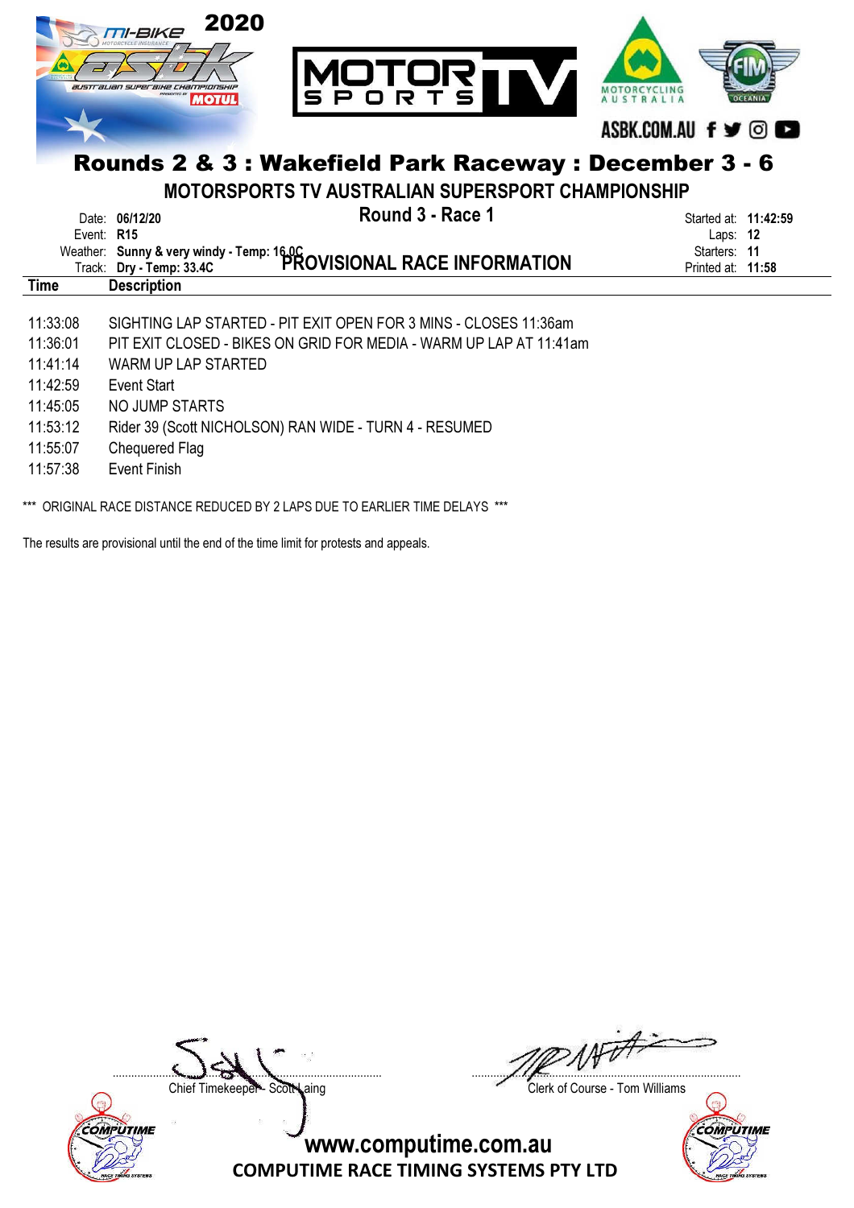# Rounds 2 & 3 : Wakefield Park Raceway : December 3 - 6

## MOTORSPORTS TV AUSTRALIAN SUPERSPORT CHAMPIONSHIP

### Round 3 - Race 1

### PROVISIONAL RACE INFORMATION

Date: **06/12/20**
Event: **R15**
Weather: **Sunny & very windy - Temp: 16.0C**
Track: **Dry - Temp: 33.4C**

Started at: **11:42:59**
Laps: **12**
Starters: **11**
Printed at: **11:58**

| Time | Description |
|---|---|
| 11:33:08 | SIGHTING LAP STARTED - PIT EXIT OPEN FOR 3 MINS - CLOSES 11:36am |
| 11:36:01 | PIT EXIT CLOSED - BIKES ON GRID FOR MEDIA - WARM UP LAP AT 11:41am |
| 11:41:14 | WARM UP LAP STARTED |
| 11:42:59 | Event Start |
| 11:45:05 | NO JUMP STARTS |
| 11:53:12 | Rider 39 (Scott NICHOLSON) RAN WIDE - TURN 4 - RESUMED |
| 11:55:07 | Chequered Flag |
| 11:57:38 | Event Finish |

*** ORIGINAL RACE DISTANCE REDUCED BY 2 LAPS DUE TO EARLIER TIME DELAYS ***

The results are provisional until the end of the time limit for protests and appeals.

Chief Timekeeper - Scott Laing

Clerk of Course - Tom Williams

www.computime.com.au

COMPUTIME RACE TIMING SYSTEMS PTY LTD